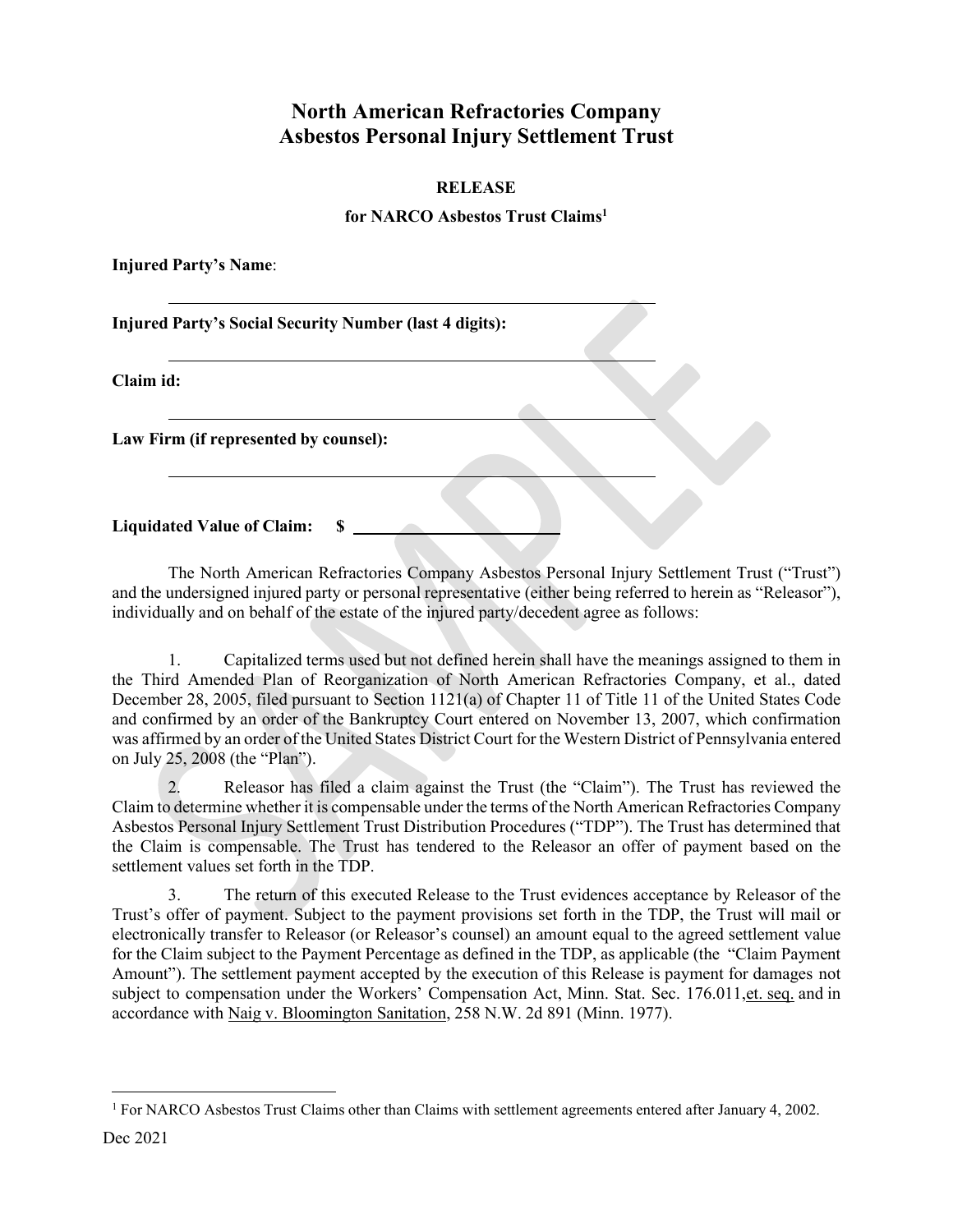# North American Refractories Company
# Asbestos Personal Injury Settlement Trust

## RELEASE

### for NARCO Asbestos Trust Claims[1]

**Injured Party's Name**:

\_\_\_\_\_\_\_\_\_\_\_\_\_\_\_\_\_\_\_\_\_\_\_\_\_\_\_\_\_\_\_\_\_\_\_\_\_\_\_\_\_\_\_\_\_\_\_\_

**Injured Party's Social Security Number (last 4 digits):**

\_\_\_\_\_\_\_\_\_\_\_\_\_\_\_\_\_\_\_\_\_\_\_\_\_\_\_\_\_\_\_\_\_\_\_\_\_\_\_\_\_\_\_\_\_\_\_\_

**Claim id:**

\_\_\_\_\_\_\_\_\_\_\_\_\_\_\_\_\_\_\_\_\_\_\_\_\_\_\_\_\_\_\_\_\_\_\_\_\_\_\_\_\_\_\_\_\_\_\_\_

**Law Firm (if represented by counsel):**

\_\_\_\_\_\_\_\_\_\_\_\_\_\_\_\_\_\_\_\_\_\_\_\_\_\_\_\_\_\_\_\_\_\_\_\_\_\_\_\_\_\_\_\_\_\_\_\_

**Liquidated Value of Claim: $** \_\_\_\_\_\_\_\_\_\_\_\_\_\_\_\_\_\_\_\_\_\_

The North American Refractories Company Asbestos Personal Injury Settlement Trust ("Trust") and the undersigned injured party or personal representative (either being referred to herein as "Releasor"), individually and on behalf of the estate of the injured party/decedent agree as follows:

1. Capitalized terms used but not defined herein shall have the meanings assigned to them in the Third Amended Plan of Reorganization of North American Refractories Company, et al., dated December 28, 2005, filed pursuant to Section 1121(a) of Chapter 11 of Title 11 of the United States Code and confirmed by an order of the Bankruptcy Court entered on November 13, 2007, which confirmation was affirmed by an order of the United States District Court for the Western District of Pennsylvania entered on July 25, 2008 (the "Plan").

2. Releasor has filed a claim against the Trust (the "Claim"). The Trust has reviewed the Claim to determine whether it is compensable under the terms of the North American Refractories Company Asbestos Personal Injury Settlement Trust Distribution Procedures ("TDP"). The Trust has determined that the Claim is compensable. The Trust has tendered to the Releasor an offer of payment based on the settlement values set forth in the TDP.

3. The return of this executed Release to the Trust evidences acceptance by Releasor of the Trust's offer of payment. Subject to the payment provisions set forth in the TDP, the Trust will mail or electronically transfer to Releasor (or Releasor's counsel) an amount equal to the agreed settlement value for the Claim subject to the Payment Percentage as defined in the TDP, as applicable (the "Claim Payment Amount"). The settlement payment accepted by the execution of this Release is payment for damages not subject to compensation under the Workers' Compensation Act, Minn. Stat. Sec. 176.011, et. seq. and in accordance with Naig v. Bloomington Sanitation, 258 N.W. 2d 891 (Minn. 1977).

---

[1] For NARCO Asbestos Trust Claims other than Claims with settlement agreements entered after January 4, 2002.

Dec 2021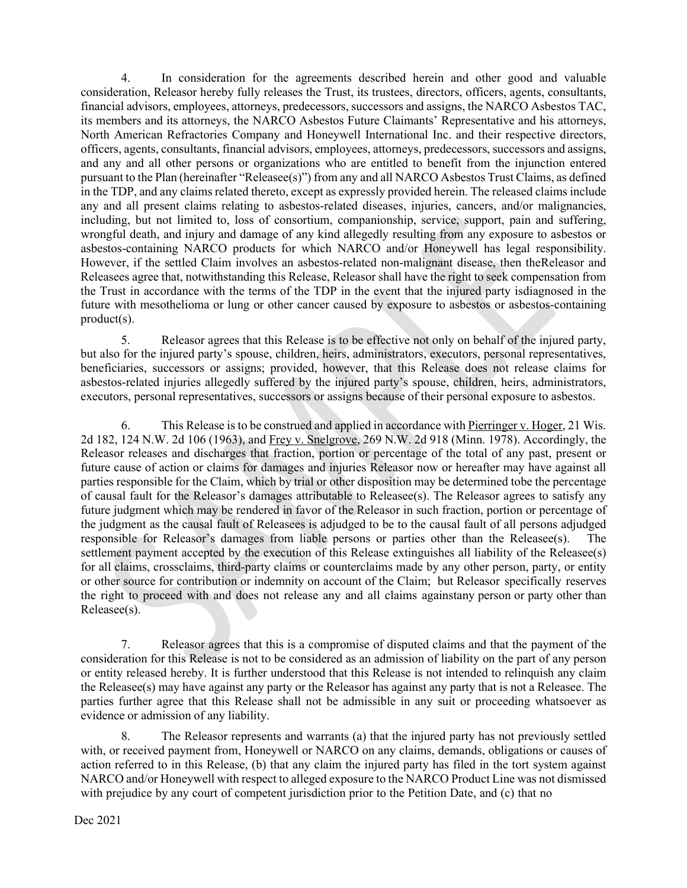4. In consideration for the agreements described herein and other good and valuable consideration, Releasor hereby fully releases the Trust, its trustees, directors, officers, agents, consultants, financial advisors, employees, attorneys, predecessors, successors and assigns, the NARCO Asbestos TAC, its members and its attorneys, the NARCO Asbestos Future Claimants' Representative and his attorneys, North American Refractories Company and Honeywell International Inc. and their respective directors, officers, agents, consultants, financial advisors, employees, attorneys, predecessors, successors and assigns, and any and all other persons or organizations who are entitled to benefit from the injunction entered pursuant to the Plan (hereinafter "Releasee(s)") from any and all NARCO Asbestos Trust Claims, as defined in the TDP, and any claims related thereto, except as expressly provided herein. The released claims include any and all present claims relating to asbestos-related diseases, injuries, cancers, and/or malignancies, including, but not limited to, loss of consortium, companionship, service, support, pain and suffering, wrongful death, and injury and damage of any kind allegedly resulting from any exposure to asbestos or asbestos-containing NARCO products for which NARCO and/or Honeywell has legal responsibility. However, if the settled Claim involves an asbestos-related non-malignant disease, then theReleasor and Releasees agree that, notwithstanding this Release, Releasor shall have the right to seek compensation from the Trust in accordance with the terms of the TDP in the event that the injured party isdiagnosed in the future with mesothelioma or lung or other cancer caused by exposure to asbestos or asbestos-containing product(s).

5. Releasor agrees that this Release is to be effective not only on behalf of the injured party, but also for the injured party's spouse, children, heirs, administrators, executors, personal representatives, beneficiaries, successors or assigns; provided, however, that this Release does not release claims for asbestos-related injuries allegedly suffered by the injured party's spouse, children, heirs, administrators, executors, personal representatives, successors or assigns because of their personal exposure to asbestos.

6. This Release is to be construed and applied in accordance with Pierringer v. Hoger, 21 Wis. 2d 182, 124 N.W. 2d 106 (1963), and Frey v. Snelgrove, 269 N.W. 2d 918 (Minn. 1978). Accordingly, the Releasor releases and discharges that fraction, portion or percentage of the total of any past, present or future cause of action or claims for damages and injuries Releasor now or hereafter may have against all parties responsible for the Claim, which by trial or other disposition may be determined tobe the percentage of causal fault for the Releasor's damages attributable to Releasee(s). The Releasor agrees to satisfy any future judgment which may be rendered in favor of the Releasor in such fraction, portion or percentage of the judgment as the causal fault of Releasees is adjudged to be to the causal fault of all persons adjudged responsible for Releasor's damages from liable persons or parties other than the Releasee(s). The settlement payment accepted by the execution of this Release extinguishes all liability of the Releasee(s) for all claims, crossclaims, third-party claims or counterclaims made by any other person, party, or entity or other source for contribution or indemnity on account of the Claim; but Releasor specifically reserves the right to proceed with and does not release any and all claims againstany person or party other than Releasee(s).

7. Releasor agrees that this is a compromise of disputed claims and that the payment of the consideration for this Release is not to be considered as an admission of liability on the part of any person or entity released hereby. It is further understood that this Release is not intended to relinquish any claim the Releasee(s) may have against any party or the Releasor has against any party that is not a Releasee. The parties further agree that this Release shall not be admissible in any suit or proceeding whatsoever as evidence or admission of any liability.

8. The Releasor represents and warrants (a) that the injured party has not previously settled with, or received payment from, Honeywell or NARCO on any claims, demands, obligations or causes of action referred to in this Release, (b) that any claim the injured party has filed in the tort system against NARCO and/or Honeywell with respect to alleged exposure to the NARCO Product Line was not dismissed with prejudice by any court of competent jurisdiction prior to the Petition Date, and (c) that no

Dec 2021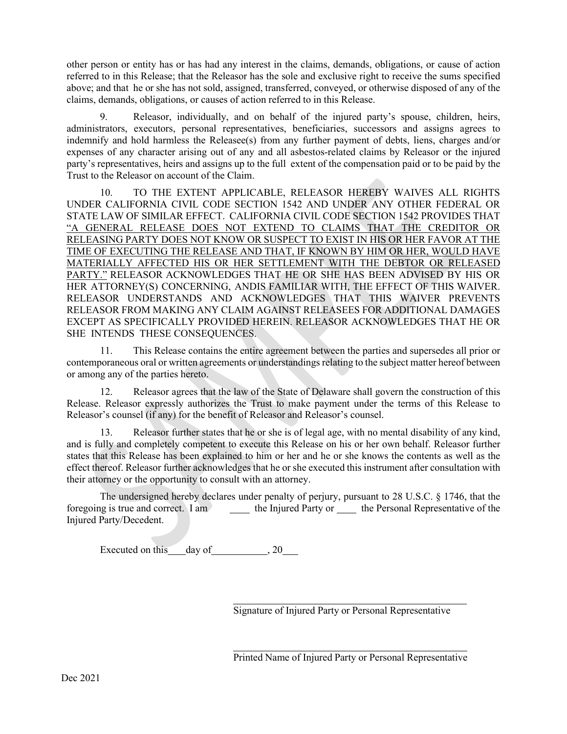other person or entity has or has had any interest in the claims, demands, obligations, or cause of action referred to in this Release; that the Releasor has the sole and exclusive right to receive the sums specified above; and that he or she has not sold, assigned, transferred, conveyed, or otherwise disposed of any of the claims, demands, obligations, or causes of action referred to in this Release.

9. Releasor, individually, and on behalf of the injured party's spouse, children, heirs, administrators, executors, personal representatives, beneficiaries, successors and assigns agrees to indemnify and hold harmless the Releasee(s) from any further payment of debts, liens, charges and/or expenses of any character arising out of any and all asbestos-related claims by Releasor or the injured party's representatives, heirs and assigns up to the full extent of the compensation paid or to be paid by the Trust to the Releasor on account of the Claim.

10. TO THE EXTENT APPLICABLE, RELEASOR HEREBY WAIVES ALL RIGHTS UNDER CALIFORNIA CIVIL CODE SECTION 1542 AND UNDER ANY OTHER FEDERAL OR STATE LAW OF SIMILAR EFFECT. CALIFORNIA CIVIL CODE SECTION 1542 PROVIDES THAT "A GENERAL RELEASE DOES NOT EXTEND TO CLAIMS THAT THE CREDITOR OR RELEASING PARTY DOES NOT KNOW OR SUSPECT TO EXIST IN HIS OR HER FAVOR AT THE TIME OF EXECUTING THE RELEASE AND THAT, IF KNOWN BY HIM OR HER, WOULD HAVE MATERIALLY AFFECTED HIS OR HER SETTLEMENT WITH THE DEBTOR OR RELEASED PARTY." RELEASOR ACKNOWLEDGES THAT HE OR SHE HAS BEEN ADVISED BY HIS OR HER ATTORNEY(S) CONCERNING, ANDIS FAMILIAR WITH, THE EFFECT OF THIS WAIVER. RELEASOR UNDERSTANDS AND ACKNOWLEDGES THAT THIS WAIVER PREVENTS RELEASOR FROM MAKING ANY CLAIM AGAINST RELEASEES FOR ADDITIONAL DAMAGES EXCEPT AS SPECIFICALLY PROVIDED HEREIN. RELEASOR ACKNOWLEDGES THAT HE OR SHE INTENDS THESE CONSEQUENCES.

11. This Release contains the entire agreement between the parties and supersedes all prior or contemporaneous oral or written agreements or understandings relating to the subject matter hereof between or among any of the parties hereto.

12. Releasor agrees that the law of the State of Delaware shall govern the construction of this Release. Releasor expressly authorizes the Trust to make payment under the terms of this Release to Releasor's counsel (if any) for the benefit of Releasor and Releasor's counsel.

13. Releasor further states that he or she is of legal age, with no mental disability of any kind, and is fully and completely competent to execute this Release on his or her own behalf. Releasor further states that this Release has been explained to him or her and he or she knows the contents as well as the effect thereof. Releasor further acknowledges that he or she executed this instrument after consultation with their attorney or the opportunity to consult with an attorney.

The undersigned hereby declares under penalty of perjury, pursuant to 28 U.S.C. § 1746, that the foregoing is true and correct. I am ____ the Injured Party or ____ the Personal Representative of the Injured Party/Decedent.

Executed on this ___ day of __________, 20___

\_\_\_\_\_\_\_\_\_\_\_\_\_\_\_\_\_\_\_\_\_\_\_\_\_\_\_\_\_\_\_\_\_\_\_\_\_\_\_\_
Signature of Injured Party or Personal Representative

\_\_\_\_\_\_\_\_\_\_\_\_\_\_\_\_\_\_\_\_\_\_\_\_\_\_\_\_\_\_\_\_\_\_\_\_\_\_\_\_
Printed Name of Injured Party or Personal Representative

Dec 2021